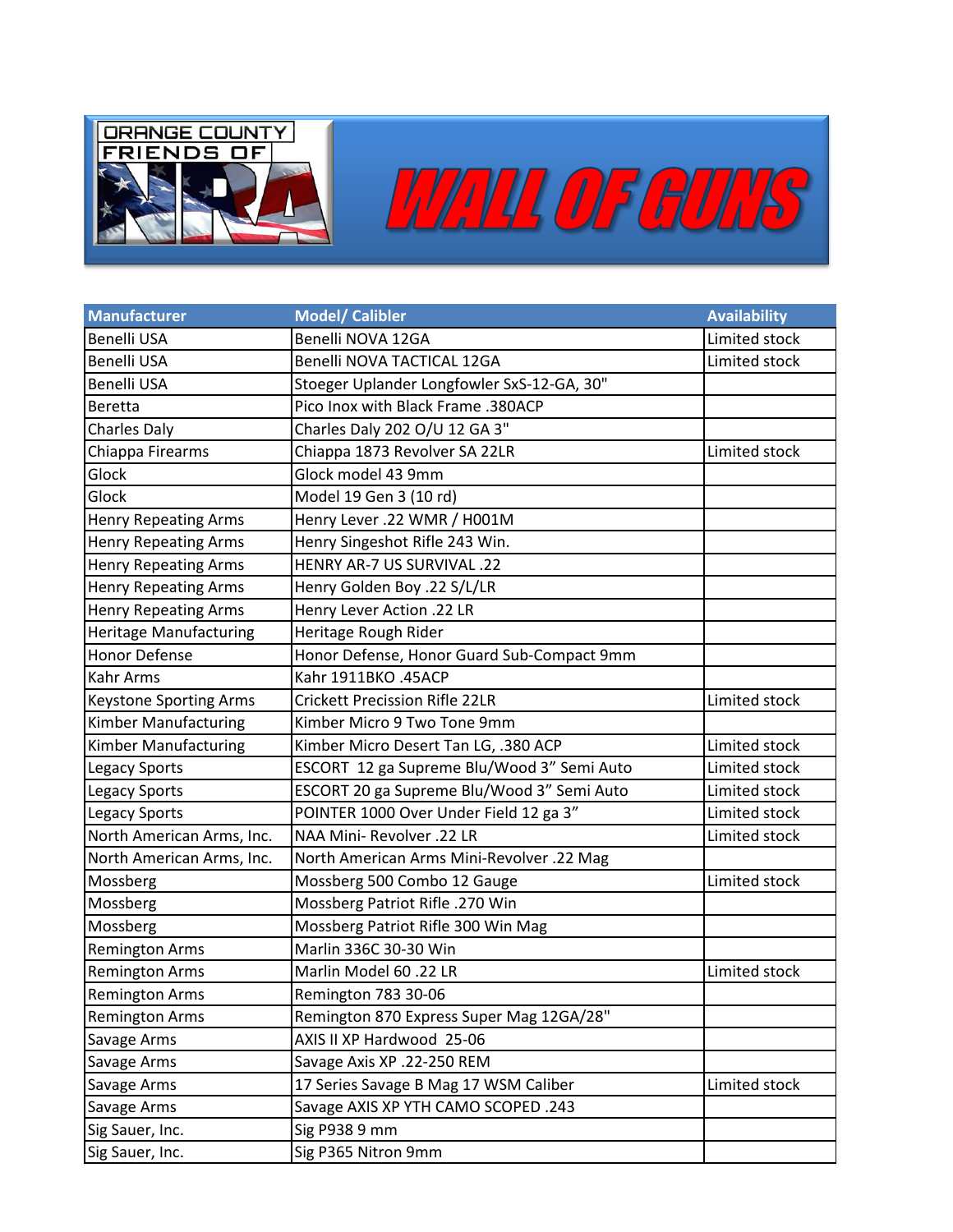# ORANGE COUNTY FRIENDS OF NRA

# WALL OF GUNS

| Manufacturer | Model/ Calibler | Availability |
|---|---|---|
| Benelli USA | Benelli NOVA 12GA | Limited stock |
| Benelli USA | Benelli NOVA TACTICAL 12GA | Limited stock |
| Benelli USA | Stoeger Uplander Longfowler SxS-12-GA, 30" | |
| Beretta | Pico Inox with Black Frame .380ACP | |
| Charles Daly | Charles Daly 202 O/U 12 GA 3" | |
| Chiappa Firearms | Chiappa 1873 Revolver SA 22LR | Limited stock |
| Glock | Glock model 43 9mm | |
| Glock | Model 19 Gen 3 (10 rd) | |
| Henry Repeating Arms | Henry Lever .22 WMR / H001M | |
| Henry Repeating Arms | Henry Singeshot Rifle 243 Win. | |
| Henry Repeating Arms | HENRY AR-7 US SURVIVAL .22 | |
| Henry Repeating Arms | Henry Golden Boy .22 S/L/LR | |
| Henry Repeating Arms | Henry Lever Action .22 LR | |
| Heritage Manufacturing | Heritage Rough Rider | |
| Honor Defense | Honor Defense, Honor Guard Sub-Compact 9mm | |
| Kahr Arms | Kahr 1911BKO .45ACP | |
| Keystone Sporting Arms | Crickett Precission Rifle 22LR | Limited stock |
| Kimber Manufacturing | Kimber Micro 9 Two Tone 9mm | |
| Kimber Manufacturing | Kimber Micro Desert Tan LG, .380 ACP | Limited stock |
| Legacy Sports | ESCORT 12 ga Supreme Blu/Wood 3" Semi Auto | Limited stock |
| Legacy Sports | ESCORT 20 ga Supreme Blu/Wood 3" Semi Auto | Limited stock |
| Legacy Sports | POINTER 1000 Over Under Field 12 ga 3" | Limited stock |
| North American Arms, Inc. | NAA Mini- Revolver .22 LR | Limited stock |
| North American Arms, Inc. | North American Arms Mini-Revolver .22 Mag | |
| Mossberg | Mossberg 500 Combo 12 Gauge | Limited stock |
| Mossberg | Mossberg Patriot Rifle .270 Win | |
| Mossberg | Mossberg Patriot Rifle 300 Win Mag | |
| Remington Arms | Marlin 336C 30-30 Win | |
| Remington Arms | Marlin Model 60 .22 LR | Limited stock |
| Remington Arms | Remington 783 30-06 | |
| Remington Arms | Remington 870 Express Super Mag 12GA/28" | |
| Savage Arms | AXIS II XP Hardwood 25-06 | |
| Savage Arms | Savage Axis XP .22-250 REM | |
| Savage Arms | 17 Series Savage B Mag 17 WSM Caliber | Limited stock |
| Savage Arms | Savage AXIS XP YTH CAMO SCOPED .243 | |
| Sig Sauer, Inc. | Sig P938 9 mm | |
| Sig Sauer, Inc. | Sig P365 Nitron 9mm | |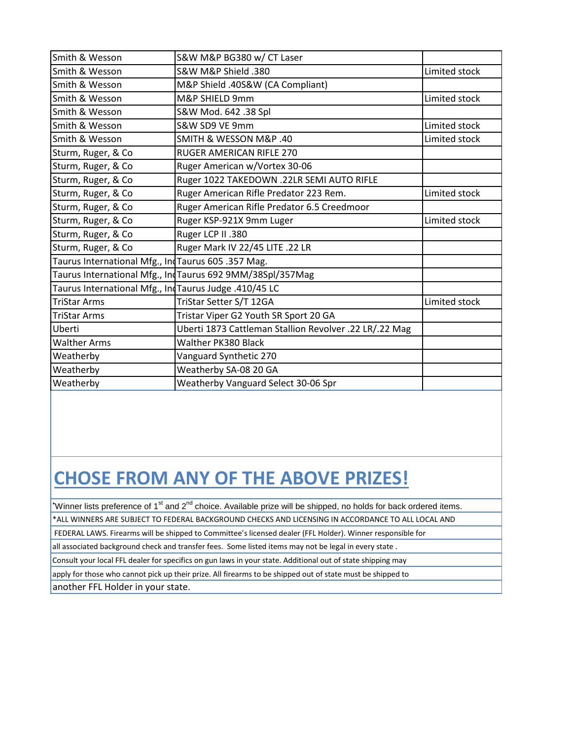| | | |
|---|---|---|
| Smith & Wesson | S&W M&P BG380 w/ CT Laser | |
| Smith & Wesson | S&W M&P Shield .380 | Limited stock |
| Smith & Wesson | M&P Shield .40S&W (CA Compliant) | |
| Smith & Wesson | M&P SHIELD 9mm | Limited stock |
| Smith & Wesson | S&W Mod. 642 .38 Spl | |
| Smith & Wesson | S&W SD9 VE 9mm | Limited stock |
| Smith & Wesson | SMITH & WESSON M&P .40 | Limited stock |
| Sturm, Ruger, & Co | RUGER AMERICAN RIFLE 270 | |
| Sturm, Ruger, & Co | Ruger American w/Vortex 30-06 | |
| Sturm, Ruger, & Co | Ruger 1022 TAKEDOWN .22LR SEMI AUTO RIFLE | |
| Sturm, Ruger, & Co | Ruger American Rifle Predator 223 Rem. | Limited stock |
| Sturm, Ruger, & Co | Ruger American Rifle Predator 6.5 Creedmoor | |
| Sturm, Ruger, & Co | Ruger KSP-921X 9mm Luger | Limited stock |
| Sturm, Ruger, & Co | Ruger LCP II .380 | |
| Sturm, Ruger, & Co | Ruger Mark IV 22/45 LITE .22 LR | |
| Taurus International Mfg., Inc | Taurus 605 .357 Mag. | |
| Taurus International Mfg., Inc | Taurus 692 9MM/38Spl/357Mag | |
| Taurus International Mfg., Inc | Taurus Judge .410/45 LC | |
| TriStar Arms | TriStar Setter S/T 12GA | Limited stock |
| TriStar Arms | Tristar Viper G2 Youth SR Sport 20 GA | |
| Uberti | Uberti 1873 Cattleman Stallion Revolver .22 LR/.22 Mag | |
| Walther Arms | Walther PK380 Black | |
| Weatherby | Vanguard Synthetic 270 | |
| Weatherby | Weatherby SA-08 20 GA | |
| Weatherby | Weatherby Vanguard Select 30-06 Spr | |

# CHOSE FROM ANY OF THE ABOVE PRIZES!

*Winner lists preference of 1st and 2nd choice. Available prize will be shipped, no holds for back ordered items.

*ALL WINNERS ARE SUBJECT TO FEDERAL BACKGROUND CHECKS AND LICENSING IN ACCORDANCE TO ALL LOCAL AND FEDERAL LAWS. Firearms will be shipped to Committee's licensed dealer (FFL Holder). Winner responsible for all associated background check and transfer fees. Some listed items may not be legal in every state . Consult your local FFL dealer for specifics on gun laws in your state. Additional out of state shipping may apply for those who cannot pick up their prize. All firearms to be shipped out of state must be shipped to another FFL Holder in your state.